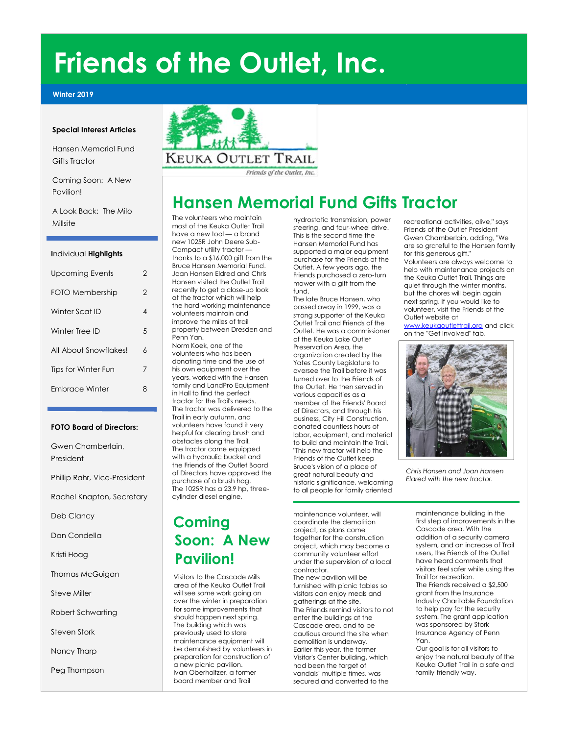# Friends of the Outlet, Inc.

**Winter 2019**

**Special Interest Articles**

Hansen Memorial Fund Gifts Tractor

Coming Soon: A New Pavilion!

A Look Back: The Milo Millsite

**Individual Highlights**

| | |
|---|---|
| Upcoming Events | 2 |
| FOTO Membership | 2 |
| Winter Scat ID | 4 |
| Winter Tree ID | 5 |
| All About Snowflakes! | 6 |
| Tips for Winter Fun | 7 |
| Embrace Winter | 8 |

**FOTO Board of Directors:**

Gwen Chamberlain, President

Phillip Rahr, Vice-President

Rachel Knapton, Secretary

Deb Clancy

Dan Condella

Kristi Hoag

Thomas McGuigan

Steve Miller

Robert Schwarting

Steven Stork

Nancy Tharp

Peg Thompson

KEUKA OUTLET TRAIL
*Friends of the Outlet, Inc.*

## Hansen Memorial Fund Gifts Tractor

The volunteers who maintain most of the Keuka Outlet Trail have a new tool — a brand new 1025R John Deere Sub-Compact utility tractor — thanks to a $16,000 gift from the Bruce Hansen Memorial Fund. Joan Hansen Eldred and Chris Hansen visited the Outlet Trail recently to get a close-up look at the tractor which will help the hard-working maintenance volunteers maintain and improve the miles of trail property between Dresden and Penn Yan.

Norm Koek, one of the volunteers who has been donating time and the use of his own equipment over the years, worked with the Hansen family and LandPro Equipment in Hall to find the perfect tractor for the Trail's needs.

The tractor was delivered to the Trail in early autumn, and volunteers have found it very helpful for clearing brush and obstacles along the Trail.

The tractor came equipped with a hydraulic bucket and the Friends of the Outlet Board of Directors have approved the purchase of a brush hog.

The 1025R has a 23.9 hp, three-cylinder diesel engine, hydrostatic transmission, power steering, and four-wheel drive.

This is the second time the Hansen Memorial Fund has supported a major equipment purchase for the Friends of the Outlet. A few years ago, the Friends purchased a zero-turn mower with a gift from the fund.

The late Bruce Hansen, who passed away in 1999, was a strong supporter of the Keuka Outlet Trail and Friends of the Outlet. He was a commissioner of the Keuka Lake Outlet Preservation Area, the organization created by the Yates County Legislature to oversee the Trail before it was turned over to the Friends of the Outlet. He then served in various capacities as a member of the Friends' Board of Directors, and through his business, City Hill Construction, donated countless hours of labor, equipment, and material to build and maintain the Trail.

"This new tractor will help the Friends of the Outlet keep Bruce's vision of a place of great natural beauty and historic significance, welcoming to all people for family oriented recreational activities, alive," says Friends of the Outlet President Gwen Chamberlain, adding, "We are so grateful to the Hansen family for this generous gift."

Volunteers are always welcome to help with maintenance projects on the Keuka Outlet Trail. Things are quiet through the winter months, but the chores will begin again next spring. If you would like to volunteer, visit the Friends of the Outlet website at www.keukaoutlettrail.org and click on the "Get Involved" tab.

*Chris Hansen and Joan Hansen Eldred with the new tractor.*

## Coming Soon: A New Pavilion!

Visitors to the Cascade Mills area of the Keuka Outlet Trail will see some work going on over the winter in preparation for some improvements that should happen next spring.

The building which was previously used to store maintenance equipment will be demolished by volunteers in preparation for construction of a new picnic pavilion.

Ivan Oberholtzer, a former board member and Trail maintenance volunteer, will coordinate the demolition project, as plans come together for the construction project, which may become a community volunteer effort under the supervision of a local contractor.

The new pavilion will be furnished with picnic tables so visitors can enjoy meals and gatherings at the site.

The Friends remind visitors to not enter the buildings at the Cascade area, and to be cautious around the site when demolition is underway.

Earlier this year, the former Visitor's Center building, which had been the target of vandals' multiple times, was secured and converted to the maintenance building in the first step of improvements in the Cascade area. With the addition of a security camera system, and an increase of Trail users, the Friends of the Outlet have heard comments that visitors feel safer while using the Trail for recreation.

The Friends received a $2,500 grant from the Insurance Industry Charitable Foundation to help pay for the security system. The grant application was sponsored by Stork Insurance Agency of Penn Yan.

Our goal is for all visitors to enjoy the natural beauty of the Keuka Outlet Trail in a safe and family-friendly way.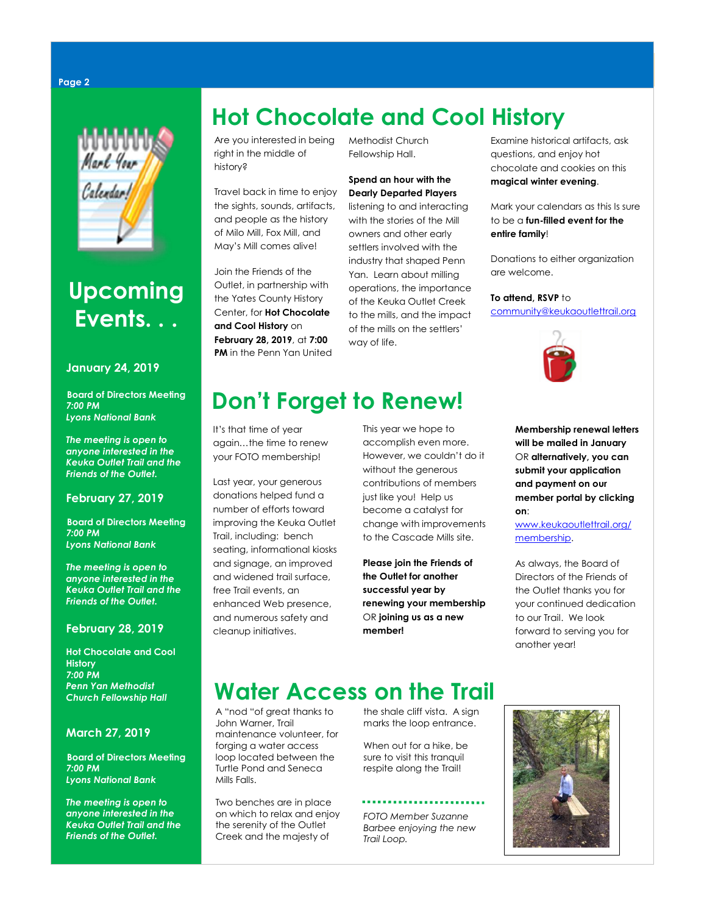## Upcoming Events. . .

**January 24, 2019**

**Board of Directors Meeting**
***7:00 PM***
***Lyons National Bank***

***The meeting is open to anyone interested in the Keuka Outlet Trail and the Friends of the Outlet.***

**February 27, 2019**

**Board of Directors Meeting**
***7:00 PM***
***Lyons National Bank***

***The meeting is open to anyone interested in the Keuka Outlet Trail and the Friends of the Outlet.***

**February 28, 2019**

**Hot Chocolate and Cool History**
***7:00 PM***
***Penn Yan Methodist Church Fellowship Hall***

**March 27, 2019**

**Board of Directors Meeting**
***7:00 PM***
***Lyons National Bank***

***The meeting is open to anyone interested in the Keuka Outlet Trail and the Friends of the Outlet.***

# Hot Chocolate and Cool History

Are you interested in being right in the middle of history?

Travel back in time to enjoy the sights, sounds, artifacts, and people as the history of Milo Mill, Fox Mill, and May's Mill comes alive!

Join the Friends of the Outlet, in partnership with the Yates County History Center, for **Hot Chocolate and Cool History** on **February 28, 2019**, at **7:00 PM** in the Penn Yan United Methodist Church Fellowship Hall.

**Spend an hour with the Dearly Departed Players** listening to and interacting with the stories of the Mill owners and other early settlers involved with the industry that shaped Penn Yan. Learn about milling operations, the importance of the Keuka Outlet Creek to the mills, and the impact of the mills on the settlers' way of life.

Examine historical artifacts, ask questions, and enjoy hot chocolate and cookies on this **magical winter evening**.

Mark your calendars as this Is sure to be a **fun-filled event for the entire family**!

Donations to either organization are welcome.

**To attend, RSVP** to community@keukaoutlettrail.org

# Don't Forget to Renew!

It's that time of year again…the time to renew your FOTO membership!

Last year, your generous donations helped fund a number of efforts toward improving the Keuka Outlet Trail, including: bench seating, informational kiosks and signage, an improved and widened trail surface, free Trail events, an enhanced Web presence, and numerous safety and cleanup initiatives.

This year we hope to accomplish even more. However, we couldn't do it without the generous contributions of members just like you! Help us become a catalyst for change with improvements to the Cascade Mills site.

**Please join the Friends of the Outlet for another successful year by renewing your membership** OR **joining us as a new member!**

**Membership renewal letters will be mailed in January** OR **alternatively, you can submit your application and payment on our member portal by clicking on**: www.keukaoutlettrail.org/membership.

As always, the Board of Directors of the Friends of the Outlet thanks you for your continued dedication to our Trail. We look forward to serving you for another year!

# Water Access on the Trail

A "nod "of great thanks to John Warner, Trail maintenance volunteer, for forging a water access loop located between the Turtle Pond and Seneca Mills Falls.

Two benches are in place on which to relax and enjoy the serenity of the Outlet Creek and the majesty of the shale cliff vista. A sign marks the loop entrance.

When out for a hike, be sure to visit this tranquil respite along the Trail!

*FOTO Member Suzanne Barbee enjoying the new Trail Loop.*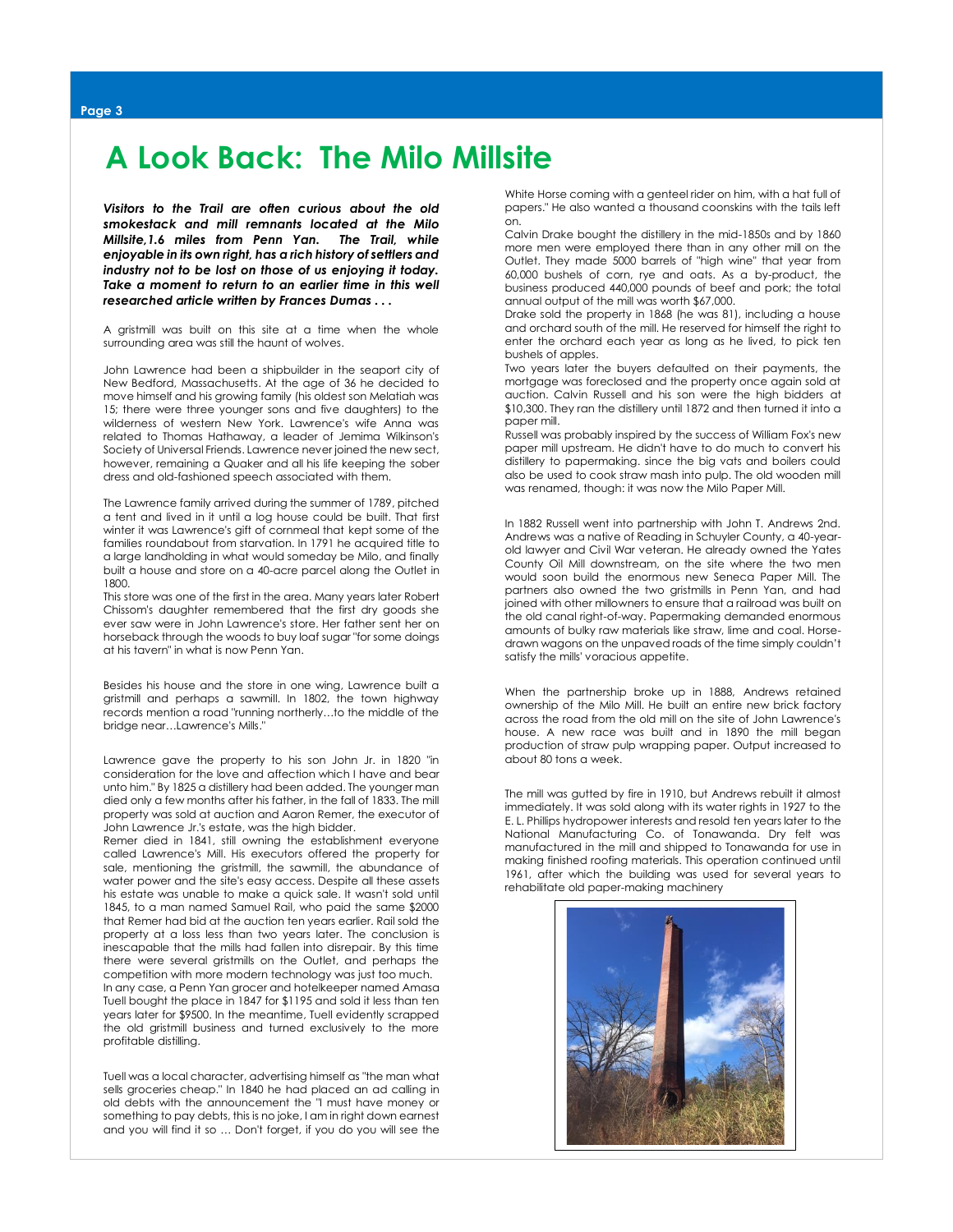# A Look Back: The Milo Millsite

***Visitors to the Trail are often curious about the old smokestack and mill remnants located at the Milo Millsite,1.6 miles from Penn Yan. The Trail, while enjoyable in its own right, has a rich history of settlers and industry not to be lost on those of us enjoying it today. Take a moment to return to an earlier time in this well researched article written by Frances Dumas . . .***

A gristmill was built on this site at a time when the whole surrounding area was still the haunt of wolves.

John Lawrence had been a shipbuilder in the seaport city of New Bedford, Massachusetts. At the age of 36 he decided to move himself and his growing family (his oldest son Melatiah was 15; there were three younger sons and five daughters) to the wilderness of western New York. Lawrence's wife Anna was related to Thomas Hathaway, a leader of Jemima Wilkinson's Society of Universal Friends. Lawrence never joined the new sect, however, remaining a Quaker and all his life keeping the sober dress and old-fashioned speech associated with them.

The Lawrence family arrived during the summer of 1789, pitched a tent and lived in it until a log house could be built. That first winter it was Lawrence's gift of cornmeal that kept some of the families roundabout from starvation. In 1791 he acquired title to a large landholding in what would someday be Milo, and finally built a house and store on a 40-acre parcel along the Outlet in 1800.

This store was one of the first in the area. Many years later Robert Chissom's daughter remembered that the first dry goods she ever saw were in John Lawrence's store. Her father sent her on horseback through the woods to buy loaf sugar "for some doings at his tavern" in what is now Penn Yan.

Besides his house and the store in one wing, Lawrence built a gristmill and perhaps a sawmill. In 1802, the town highway records mention a road "running northerly…to the middle of the bridge near…Lawrence's Mills."

Lawrence gave the property to his son John Jr. in 1820 "in consideration for the love and affection which I have and bear unto him." By 1825 a distillery had been added. The younger man died only a few months after his father, in the fall of 1833. The mill property was sold at auction and Aaron Remer, the executor of John Lawrence Jr.'s estate, was the high bidder.

Remer died in 1841, still owning the establishment everyone called Lawrence's Mill. His executors offered the property for sale, mentioning the gristmill, the sawmill, the abundance of water power and the site's easy access. Despite all these assets his estate was unable to make a quick sale. It wasn't sold until 1845, to a man named Samuel Rail, who paid the same $2000 that Remer had bid at the auction ten years earlier. Rail sold the property at a loss less than two years later. The conclusion is inescapable that the mills had fallen into disrepair. By this time there were several gristmills on the Outlet, and perhaps the competition with more modern technology was just too much.

In any case, a Penn Yan grocer and hotelkeeper named Amasa Tuell bought the place in 1847 for $1195 and sold it less than ten years later for $9500. In the meantime, Tuell evidently scrapped the old gristmill business and turned exclusively to the more profitable distilling.

Tuell was a local character, advertising himself as "the man what sells groceries cheap." In 1840 he had placed an ad calling in old debts with the announcement the "I must have money or something to pay debts, this is no joke, I am in right down earnest and you will find it so … Don't forget, if you do you will see the White Horse coming with a genteel rider on him, with a hat full of papers." He also wanted a thousand coonskins with the tails left on.

Calvin Drake bought the distillery in the mid-1850s and by 1860 more men were employed there than in any other mill on the Outlet. They made 5000 barrels of "high wine" that year from 60,000 bushels of corn, rye and oats. As a by-product, the business produced 440,000 pounds of beef and pork; the total annual output of the mill was worth $67,000.

Drake sold the property in 1868 (he was 81), including a house and orchard south of the mill. He reserved for himself the right to enter the orchard each year as long as he lived, to pick ten bushels of apples.

Two years later the buyers defaulted on their payments, the mortgage was foreclosed and the property once again sold at auction. Calvin Russell and his son were the high bidders at $10,300. They ran the distillery until 1872 and then turned it into a paper mill.

Russell was probably inspired by the success of William Fox's new paper mill upstream. He didn't have to do much to convert his distillery to papermaking. since the big vats and boilers could also be used to cook straw mash into pulp. The old wooden mill was renamed, though: it was now the Milo Paper Mill.

In 1882 Russell went into partnership with John T. Andrews 2nd. Andrews was a native of Reading in Schuyler County, a 40-year-old lawyer and Civil War veteran. He already owned the Yates County Oil Mill downstream, on the site where the two men would soon build the enormous new Seneca Paper Mill. The partners also owned the two gristmills in Penn Yan, and had joined with other millowners to ensure that a railroad was built on the old canal right-of-way. Papermaking demanded enormous amounts of bulky raw materials like straw, lime and coal. Horse-drawn wagons on the unpaved roads of the time simply couldn't satisfy the mills' voracious appetite.

When the partnership broke up in 1888, Andrews retained ownership of the Milo Mill. He built an entire new brick factory across the road from the old mill on the site of John Lawrence's house. A new race was built and in 1890 the mill began production of straw pulp wrapping paper. Output increased to about 80 tons a week.

The mill was gutted by fire in 1910, but Andrews rebuilt it almost immediately. It was sold along with its water rights in 1927 to the E. L. Phillips hydropower interests and resold ten years later to the National Manufacturing Co. of Tonawanda. Dry felt was manufactured in the mill and shipped to Tonawanda for use in making finished roofing materials. This operation continued until 1961, after which the building was used for several years to rehabilitate old paper-making machinery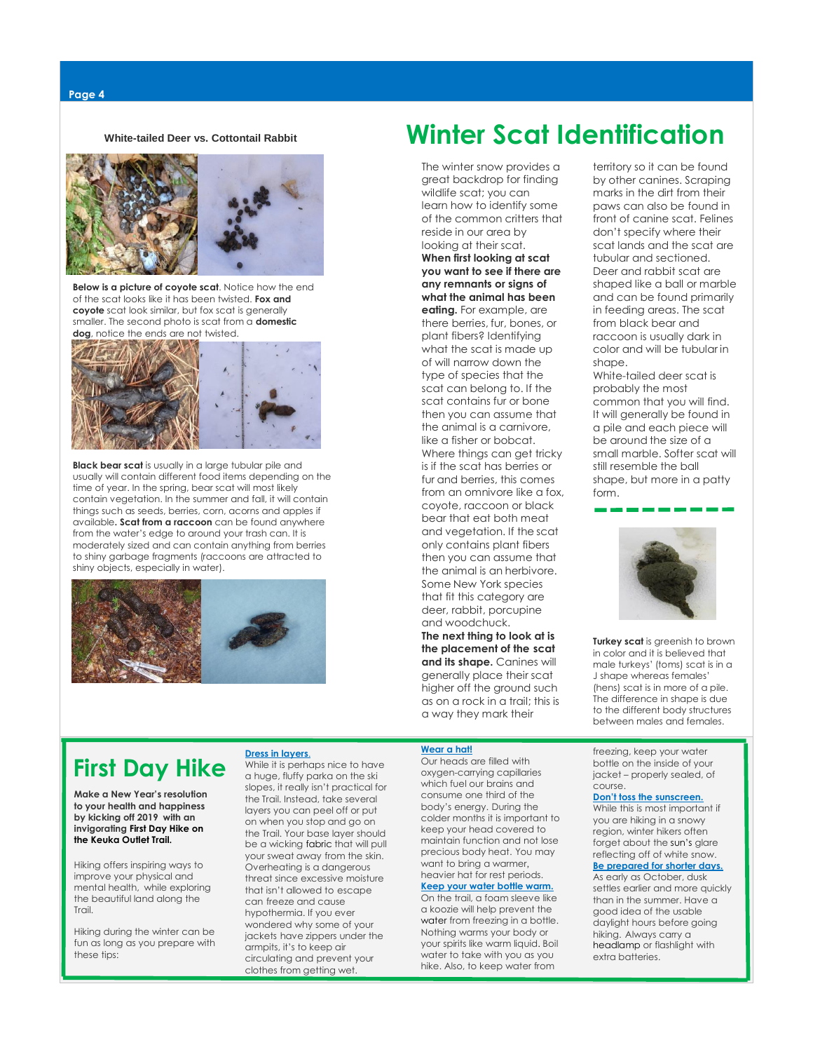### White-tailed Deer vs. Cottontail Rabbit

**Below is a picture of coyote scat**. Notice how the end of the scat looks like it has been twisted. **Fox and coyote** scat look similar, but fox scat is generally smaller. The second photo is scat from a **domestic dog**, notice the ends are not twisted.

**Black bear scat** is usually in a large tubular pile and usually will contain different food items depending on the time of year. In the spring, bear scat will most likely contain vegetation. In the summer and fall, it will contain things such as seeds, berries, corn, acorns and apples if available**. Scat from a raccoon** can be found anywhere from the water's edge to around your trash can. It is moderately sized and can contain anything from berries to shiny garbage fragments (raccoons are attracted to shiny objects, especially in water).

# Winter Scat Identification

The winter snow provides a great backdrop for finding wildlife scat; you can learn how to identify some of the common critters that reside in our area by looking at their scat. **When first looking at scat you want to see if there are any remnants or signs of what the animal has been eating.** For example, are there berries, fur, bones, or plant fibers? Identifying what the scat is made up of will narrow down the type of species that the scat can belong to. If the scat contains fur or bone then you can assume that the animal is a carnivore, like a fisher or bobcat. Where things can get tricky is if the scat has berries or fur and berries, this comes from an omnivore like a fox, coyote, raccoon or black bear that eat both meat and vegetation. If the scat only contains plant fibers then you can assume that the animal is an herbivore. Some New York species that fit this category are deer, rabbit, porcupine and woodchuck. **The next thing to look at is the placement of the scat and its shape.** Canines will generally place their scat higher off the ground such as on a rock in a trail; this is a way they mark their territory so it can be found by other canines. Scraping marks in the dirt from their paws can also be found in front of canine scat. Felines don't specify where their scat lands and the scat are tubular and sectioned. Deer and rabbit scat are shaped like a ball or marble and can be found primarily in feeding areas. The scat from black bear and raccoon is usually dark in color and will be tubular in shape. White-tailed deer scat is probably the most common that you will find. It will generally be found in a pile and each piece will be around the size of a small marble. Softer scat will still resemble the ball shape, but more in a patty form.

**Turkey scat** is greenish to brown in color and it is believed that male turkeys' (toms) scat is in a J shape whereas females' (hens) scat is in more of a pile. The difference in shape is due to the different body structures between males and females.

# First Day Hike

**Make a New Year's resolution to your health and happiness by kicking off 2019 with an invigorating First Day Hike on the Keuka Outlet Trail.**

Hiking offers inspiring ways to improve your physical and mental health, while exploring the beautiful land along the Trail.

Hiking during the winter can be fun as long as you prepare with these tips:

**Dress in layers.**
While it is perhaps nice to have a huge, fluffy parka on the ski slopes, it really isn't practical for the Trail. Instead, take several layers you can peel off or put on when you stop and go on the Trail. Your base layer should be a wicking fabric that will pull your sweat away from the skin. Overheating is a dangerous threat since excessive moisture that isn't allowed to escape can freeze and cause hypothermia. If you ever wondered why some of your jackets have zippers under the armpits, it's to keep air circulating and prevent your clothes from getting wet.

**Wear a hat!**
Our heads are filled with oxygen-carrying capillaries which fuel our brains and consume one third of the body's energy. During the colder months it is important to keep your head covered to maintain function and not lose precious body heat. You may want to bring a warmer, heavier hat for rest periods.

**Keep your water bottle warm.**
On the trail, a foam sleeve like a koozie will help prevent the water from freezing in a bottle. Nothing warms your body or your spirits like warm liquid. Boil water to take with you as you hike. Also, to keep water from freezing, keep your water bottle on the inside of your jacket – properly sealed, of course.

**Don't toss the sunscreen.**
While this is most important if you are hiking in a snowy region, winter hikers often forget about the sun's glare reflecting off of white snow.

**Be prepared for shorter days.**
As early as October, dusk settles earlier and more quickly than in the summer. Have a good idea of the usable daylight hours before going hiking. Always carry a headlamp or flashlight with extra batteries.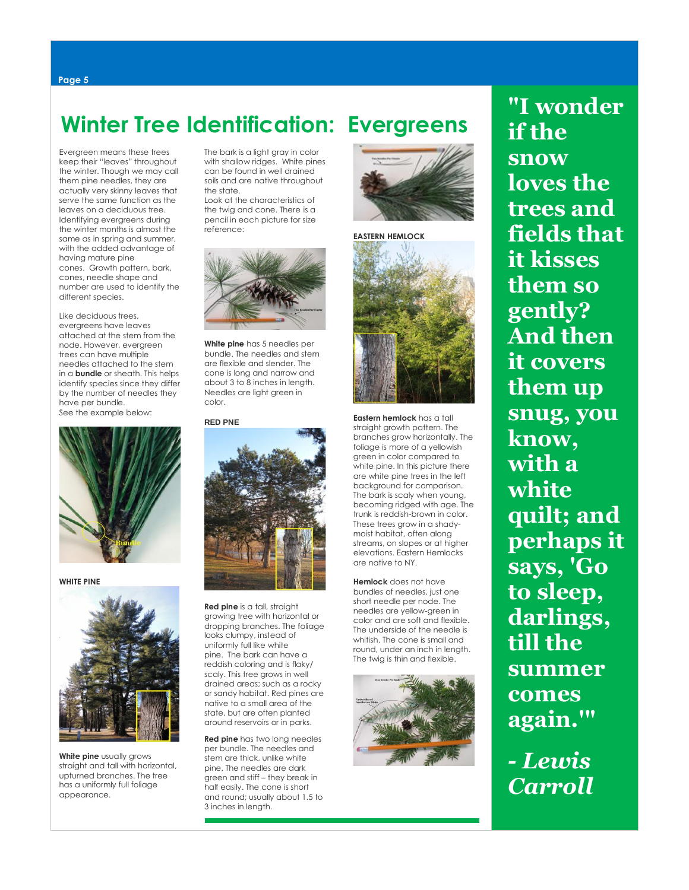# Winter Tree Identification: Evergreens

Evergreen means these trees keep their "leaves" throughout the winter. Though we may call them pine needles, they are actually very skinny leaves that serve the same function as the leaves on a deciduous tree. Identifying evergreens during the winter months is almost the same as in spring and summer, with the added advantage of having mature pine cones. Growth pattern, bark, cones, needle shape and number are used to identify the different species.

Like deciduous trees, evergreens have leaves attached at the stem from the node. However, evergreen trees can have multiple needles attached to the stem in a **bundle** or sheath. This helps identify species since they differ by the number of needles they have per bundle.
See the example below:

Bundle

**WHITE PINE**

**White pine** usually grows straight and tall with horizontal, upturned branches. The tree has a uniformly full foliage appearance.

The bark is a light gray in color with shallow ridges. White pines can be found in well drained soils and are native throughout the state.
Look at the characteristics of the twig and cone. There is a pencil in each picture for size reference:

**White pine** has 5 needles per bundle. The needles and stem are flexible and slender. The cone is long and narrow and about 3 to 8 inches in length. Needles are light green in color.

**RED PNE**

**Red pine** is a tall, straight growing tree with horizontal or dropping branches. The foliage looks clumpy, instead of uniformly full like white pine. The bark can have a reddish coloring and is flaky/ scaly. This tree grows in well drained areas; such as a rocky or sandy habitat. Red pines are native to a small area of the state, but are often planted around reservoirs or in parks.

**Red pine** has two long needles per bundle. The needles and stem are thick, unlike white pine. The needles are dark green and stiff – they break in half easily. The cone is short and round; usually about 1.5 to 3 inches in length.

**EASTERN HEMLOCK**

**Eastern hemlock** has a tall straight growth pattern. The branches grow horizontally. The foliage is more of a yellowish green in color compared to white pine. In this picture there are white pine trees in the left background for comparison. The bark is scaly when young, becoming ridged with age. The trunk is reddish-brown in color. These trees grow in a shady-moist habitat, often along streams, on slopes or at higher elevations. Eastern Hemlocks are native to NY.

**Hemlock** does not have bundles of needles, just one short needle per node. The needles are yellow-green in color and are soft and flexible. The underside of the needle is whitish. The cone is small and round, under an inch in length. The twig is thin and flexible.

**"I wonder if the snow loves the trees and fields that it kisses them so gently? And then it covers them up snug, you know, with a white quilt; and perhaps it says, 'Go to sleep, darlings, till the summer comes again.'"**

***- Lewis Carroll***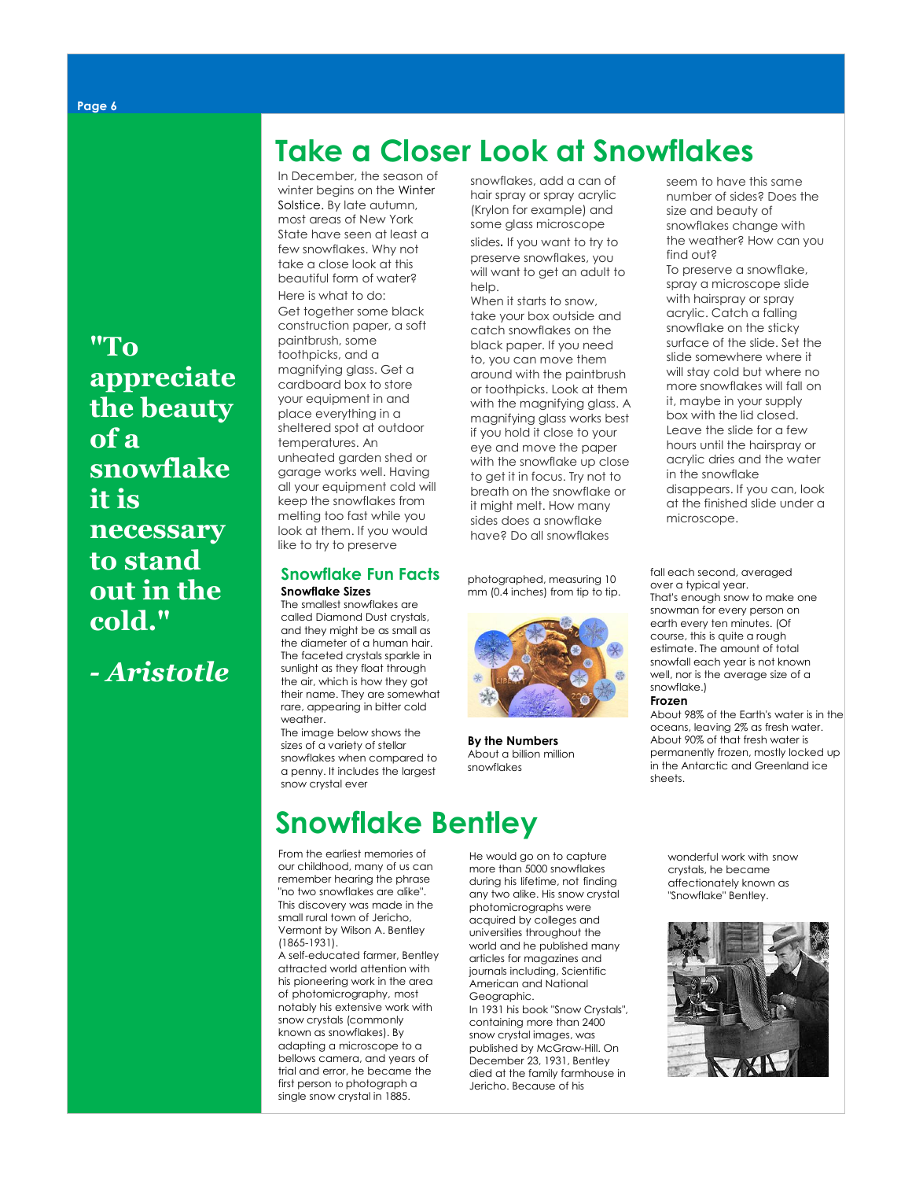# Take a Closer Look at Snowflakes

In December, the season of winter begins on the Winter Solstice. By late autumn, most areas of New York State have seen at least a few snowflakes. Why not take a close look at this beautiful form of water?

Here is what to do:

Get together some black construction paper, a soft paintbrush, some toothpicks, and a magnifying glass. Get a cardboard box to store your equipment in and place everything in a sheltered spot at outdoor temperatures. An unheated garden shed or garage works well. Having all your equipment cold will keep the snowflakes from melting too fast while you look at them. If you would like to try to preserve snowflakes, add a can of hair spray or spray acrylic (Krylon for example) and some glass microscope slides. If you want to try to preserve snowflakes, you will want to get an adult to help.

When it starts to snow, take your box outside and catch snowflakes on the black paper. If you need to, you can move them around with the paintbrush or toothpicks. Look at them with the magnifying glass. A magnifying glass works best if you hold it close to your eye and move the paper with the snowflake up close to get it in focus. Try not to breath on the snowflake or it might melt. How many sides does a snowflake have? Do all snowflakes seem to have this same number of sides? Does the size and beauty of snowflakes change with the weather? How can you find out?

To preserve a snowflake, spray a microscope slide with hairspray or spray acrylic. Catch a falling snowflake on the sticky surface of the slide. Set the slide somewhere where it will stay cold but where no more snowflakes will fall on it, maybe in your supply box with the lid closed. Leave the slide for a few hours until the hairspray or acrylic dries and the water in the snowflake disappears. If you can, look at the finished slide under a microscope.

> **"To appreciate the beauty of a snowflake it is necessary to stand out in the cold."**
>
> ***- Aristotle***

## Snowflake Fun Facts

**Snowflake Sizes**

The smallest snowflakes are called Diamond Dust crystals, and they might be as small as the diameter of a human hair. The faceted crystals sparkle in sunlight as they float through the air, which is how they got their name. They are somewhat rare, appearing in bitter cold weather.

The image below shows the sizes of a variety of stellar snowflakes when compared to a penny. It includes the largest snow crystal ever photographed, measuring 10 mm (0.4 inches) from tip to tip.

**By the Numbers**

About a billion million snowflakes fall each second, averaged over a typical year.

That's enough snow to make one snowman for every person on earth every ten minutes. (Of course, this is quite a rough estimate. The amount of total snowfall each year is not known well, nor is the average size of a snowflake.)

**Frozen**

About 98% of the Earth's water is in the oceans, leaving 2% as fresh water. About 90% of that fresh water is permanently frozen, mostly locked up in the Antarctic and Greenland ice sheets.

# Snowflake Bentley

From the earliest memories of our childhood, many of us can remember hearing the phrase "no two snowflakes are alike". This discovery was made in the small rural town of Jericho, Vermont by Wilson A. Bentley (1865-1931).

A self-educated farmer, Bentley attracted world attention with his pioneering work in the area of photomicrography, most notably his extensive work with snow crystals (commonly known as snowflakes). By adapting a microscope to a bellows camera, and years of trial and error, he became the first person to photograph a single snow crystal in 1885.

He would go on to capture more than 5000 snowflakes during his lifetime, not finding any two alike. His snow crystal photomicrographs were acquired by colleges and universities throughout the world and he published many articles for magazines and journals including, Scientific American and National Geographic.

In 1931 his book "Snow Crystals", containing more than 2400 snow crystal images, was published by McGraw-Hill. On December 23, 1931, Bentley died at the family farmhouse in Jericho. Because of his wonderful work with snow crystals, he became affectionately known as "Snowflake" Bentley.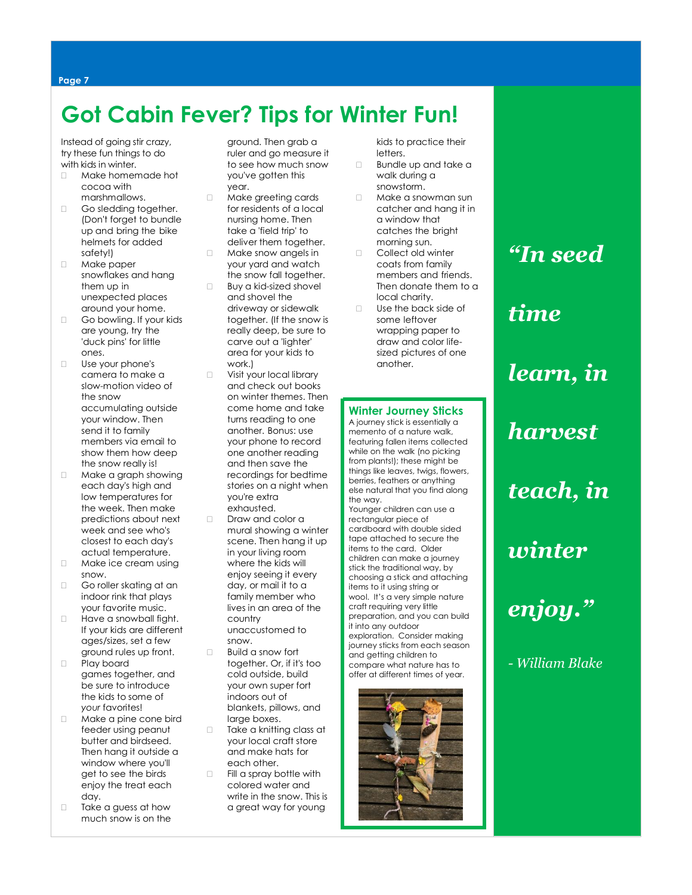# Got Cabin Fever? Tips for Winter Fun!

Instead of going stir crazy, try these fun things to do with kids in winter.

- Make homemade hot cocoa with marshmallows.
- Go sledding together. (Don't forget to bundle up and bring the bike helmets for added safety!)
- Make paper snowflakes and hang them up in unexpected places around your home.
- Go bowling. If your kids are young, try the 'duck pins' for little ones.
- Use your phone's camera to make a slow-motion video of the snow accumulating outside your window. Then send it to family members via email to show them how deep the snow really is!
- Make a graph showing each day's high and low temperatures for the week. Then make predictions about next week and see who's closest to each day's actual temperature.
- Make ice cream using snow.
- Go roller skating at an indoor rink that plays your favorite music.
- Have a snowball fight. If your kids are different ages/sizes, set a few ground rules up front.
- Play board games together, and be sure to introduce the kids to some of your favorites!
- Make a pine cone bird feeder using peanut butter and birdseed. Then hang it outside a window where you'll get to see the birds enjoy the treat each day.
- Take a guess at how much snow is on the ground. Then grab a ruler and go measure it to see how much snow you've gotten this year.
- Make greeting cards for residents of a local nursing home. Then take a 'field trip' to deliver them together.
- Make snow angels in your yard and watch the snow fall together.
- Buy a kid-sized shovel and shovel the driveway or sidewalk together. (If the snow is really deep, be sure to carve out a 'lighter' area for your kids to work.)
- Visit your local library and check out books on winter themes. Then come home and take turns reading to one another. Bonus: use your phone to record one another reading and then save the recordings for bedtime stories on a night when you're extra exhausted.
- Draw and color a mural showing a winter scene. Then hang it up in your living room where the kids will enjoy seeing it every day, or mail it to a family member who lives in an area of the country unaccustomed to snow.
- Build a snow fort together. Or, if it's too cold outside, build your own super fort indoors out of blankets, pillows, and large boxes.
- Take a knitting class at your local craft store and make hats for each other.
- Fill a spray bottle with colored water and write in the snow. This is a great way for young kids to practice their letters.
- Bundle up and take a walk during a snowstorm.
- Make a snowman sun catcher and hang it in a window that catches the bright morning sun.
- Collect old winter coats from family members and friends. Then donate them to a local charity.
- Use the back side of some leftover wrapping paper to draw and color life-sized pictures of one another.

## Winter Journey Sticks

A journey stick is essentially a memento of a nature walk, featuring fallen items collected while on the walk (no picking from plants!); these might be things like leaves, twigs, flowers, berries, feathers or anything else natural that you find along the way.

Younger children can use a rectangular piece of cardboard with double sided tape attached to secure the items to the card. Older children can make a journey stick the traditional way, by choosing a stick and attaching items to it using string or wool. It's a very simple nature craft requiring very little preparation, and you can build it into any outdoor exploration. Consider making journey sticks from each season and getting children to compare what nature has to offer at different times of year.

*"In seed time learn, in harvest teach, in winter enjoy."*

*- William Blake*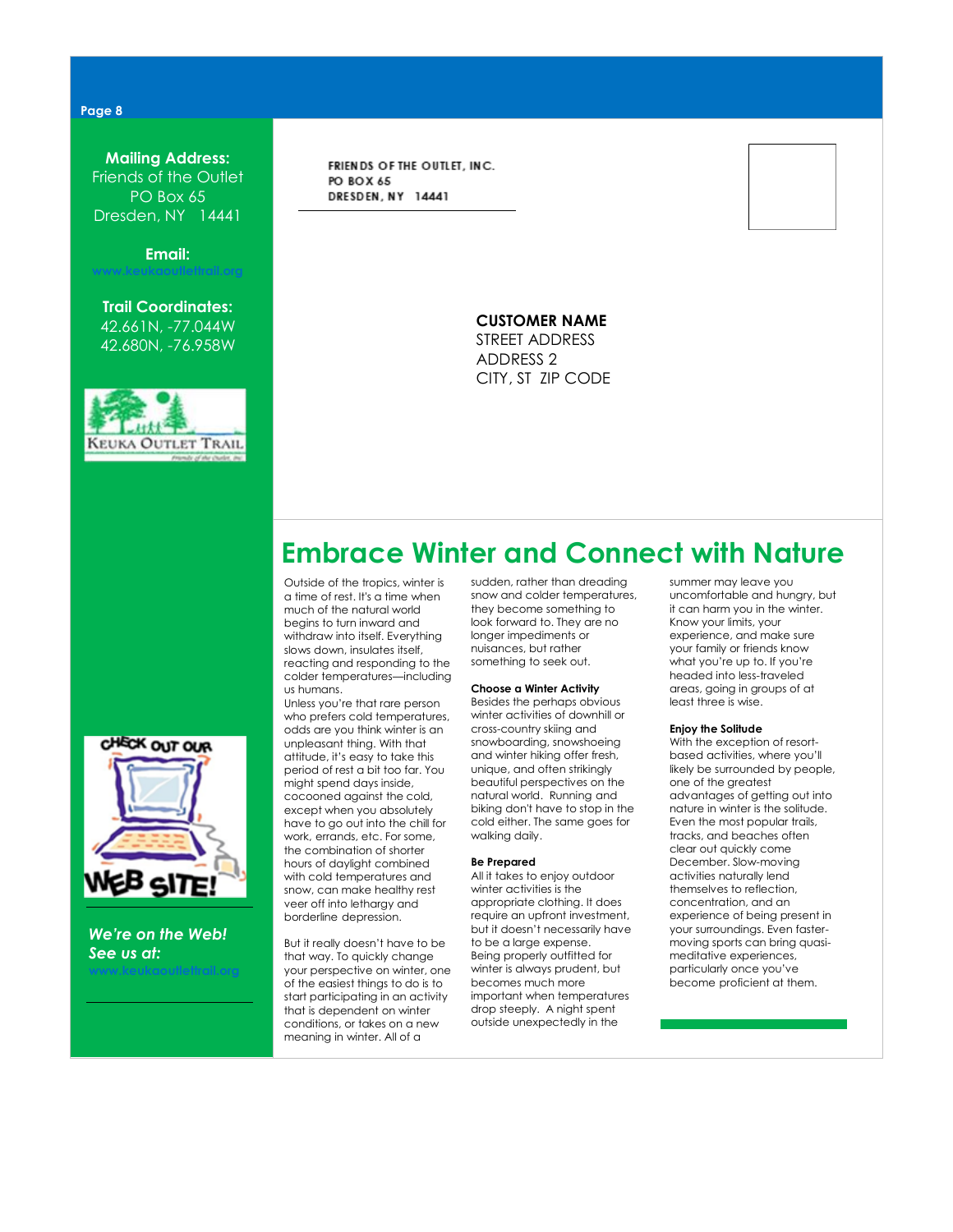**Mailing Address:**
Friends of the Outlet
PO Box 65
Dresden, NY 14441

**Email:**
www.keukaoutlettrail.org

**Trail Coordinates:**
42.661N, -77.044W
42.680N, -76.958W

*We're on the Web!*
*See us at:*
www.keukaoutlettrail.org

FRIENDS OF THE OUTLET, INC.
PO BOX 65
DRESDEN, NY 14441

**CUSTOMER NAME**
STREET ADDRESS
ADDRESS 2
CITY, ST ZIP CODE

# Embrace Winter and Connect with Nature

Outside of the tropics, winter is a time of rest. It's a time when much of the natural world begins to turn inward and withdraw into itself. Everything slows down, insulates itself, reacting and responding to the colder temperatures—including us humans.

Unless you're that rare person who prefers cold temperatures, odds are you think winter is an unpleasant thing. With that attitude, it's easy to take this period of rest a bit too far. You might spend days inside, cocooned against the cold, except when you absolutely have to go out into the chill for work, errands, etc. For some, the combination of shorter hours of daylight combined with cold temperatures and snow, can make healthy rest veer off into lethargy and borderline depression.

But it really doesn't have to be that way. To quickly change your perspective on winter, one of the easiest things to do is to start participating in an activity that is dependent on winter conditions, or takes on a new meaning in winter. All of a sudden, rather than dreading snow and colder temperatures, they become something to look forward to. They are no longer impediments or nuisances, but rather something to seek out.

**Choose a Winter Activity**
Besides the perhaps obvious winter activities of downhill or cross-country skiing and snowboarding, snowshoeing and winter hiking offer fresh, unique, and often strikingly beautiful perspectives on the natural world. Running and biking don't have to stop in the cold either. The same goes for walking daily.

**Be Prepared**
All it takes to enjoy outdoor winter activities is the appropriate clothing. It does require an upfront investment, but it doesn't necessarily have to be a large expense. Being properly outfitted for winter is always prudent, but becomes much more important when temperatures drop steeply. A night spent outside unexpectedly in the summer may leave you uncomfortable and hungry, but it can harm you in the winter. Know your limits, your experience, and make sure your family or friends know what you're up to. If you're headed into less-traveled areas, going in groups of at least three is wise.

**Enjoy the Solitude**
With the exception of resort-based activities, where you'll likely be surrounded by people, one of the greatest advantages of getting out into nature in winter is the solitude. Even the most popular trails, tracks, and beaches often clear out quickly come December. Slow-moving activities naturally lend themselves to reflection, concentration, and an experience of being present in your surroundings. Even faster-moving sports can bring quasi-meditative experiences, particularly once you've become proficient at them.